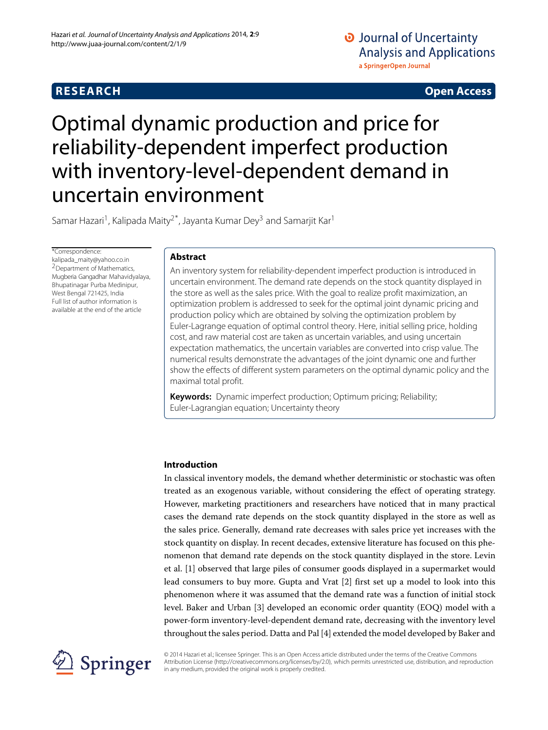**RESEARCH** **Open Access**

# Optimal dynamic production and price for reliability-dependent imperfect production with inventory-level-dependent demand in uncertain environment

Samar Hazari[1], Kalipada Maity[2*], Jayanta Kumar Dey[3] and Samarjit Kar[1]

*Correspondence: kalipada_maity@yahoo.co.in
[2]Department of Mathematics, Mugberia Gangadhar Mahavidyalaya, Bhupatinagar Purba Medinipur, West Bengal 721425, India
Full list of author information is available at the end of the article

## Abstract

An inventory system for reliability-dependent imperfect production is introduced in uncertain environment. The demand rate depends on the stock quantity displayed in the store as well as the sales price. With the goal to realize profit maximization, an optimization problem is addressed to seek for the optimal joint dynamic pricing and production policy which are obtained by solving the optimization problem by Euler-Lagrange equation of optimal control theory. Here, initial selling price, holding cost, and raw material cost are taken as uncertain variables, and using uncertain expectation mathematics, the uncertain variables are converted into crisp value. The numerical results demonstrate the advantages of the joint dynamic one and further show the effects of different system parameters on the optimal dynamic policy and the maximal total profit.

**Keywords:** Dynamic imperfect production; Optimum pricing; Reliability; Euler-Lagrangian equation; Uncertainty theory

## Introduction

In classical inventory models, the demand whether deterministic or stochastic was often treated as an exogenous variable, without considering the effect of operating strategy. However, marketing practitioners and researchers have noticed that in many practical cases the demand rate depends on the stock quantity displayed in the store as well as the sales price. Generally, demand rate decreases with sales price yet increases with the stock quantity on display. In recent decades, extensive literature has focused on this phenomenon that demand rate depends on the stock quantity displayed in the store. Levin et al. [1] observed that large piles of consumer goods displayed in a supermarket would lead consumers to buy more. Gupta and Vrat [2] first set up a model to look into this phenomenon where it was assumed that the demand rate was a function of initial stock level. Baker and Urban [3] developed an economic order quantity (EOQ) model with a power-form inventory-level-dependent demand rate, decreasing with the inventory level throughout the sales period. Datta and Pal [4] extended the model developed by Baker and

© 2014 Hazari et al.; licensee Springer. This is an Open Access article distributed under the terms of the Creative Commons Attribution License (http://creativecommons.org/licenses/by/2.0), which permits unrestricted use, distribution, and reproduction in any medium, provided the original work is properly credited.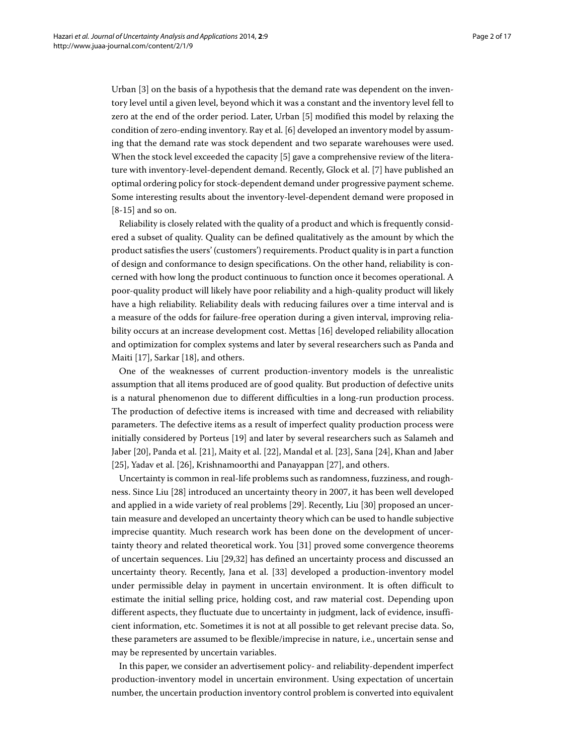Urban [3] on the basis of a hypothesis that the demand rate was dependent on the inventory level until a given level, beyond which it was a constant and the inventory level fell to zero at the end of the order period. Later, Urban [5] modified this model by relaxing the condition of zero-ending inventory. Ray et al. [6] developed an inventory model by assuming that the demand rate was stock dependent and two separate warehouses were used. When the stock level exceeded the capacity [5] gave a comprehensive review of the literature with inventory-level-dependent demand. Recently, Glock et al. [7] have published an optimal ordering policy for stock-dependent demand under progressive payment scheme. Some interesting results about the inventory-level-dependent demand were proposed in [8-15] and so on.

Reliability is closely related with the quality of a product and which is frequently considered a subset of quality. Quality can be defined qualitatively as the amount by which the product satisfies the users' (customers') requirements. Product quality is in part a function of design and conformance to design specifications. On the other hand, reliability is concerned with how long the product continuous to function once it becomes operational. A poor-quality product will likely have poor reliability and a high-quality product will likely have a high reliability. Reliability deals with reducing failures over a time interval and is a measure of the odds for failure-free operation during a given interval, improving reliability occurs at an increase development cost. Mettas [16] developed reliability allocation and optimization for complex systems and later by several researchers such as Panda and Maiti [17], Sarkar [18], and others.

One of the weaknesses of current production-inventory models is the unrealistic assumption that all items produced are of good quality. But production of defective units is a natural phenomenon due to different difficulties in a long-run production process. The production of defective items is increased with time and decreased with reliability parameters. The defective items as a result of imperfect quality production process were initially considered by Porteus [19] and later by several researchers such as Salameh and Jaber [20], Panda et al. [21], Maity et al. [22], Mandal et al. [23], Sana [24], Khan and Jaber [25], Yadav et al. [26], Krishnamoorthi and Panayappan [27], and others.

Uncertainty is common in real-life problems such as randomness, fuzziness, and roughness. Since Liu [28] introduced an uncertainty theory in 2007, it has been well developed and applied in a wide variety of real problems [29]. Recently, Liu [30] proposed an uncertain measure and developed an uncertainty theory which can be used to handle subjective imprecise quantity. Much research work has been done on the development of uncertainty theory and related theoretical work. You [31] proved some convergence theorems of uncertain sequences. Liu [29,32] has defined an uncertainty process and discussed an uncertainty theory. Recently, Jana et al. [33] developed a production-inventory model under permissible delay in payment in uncertain environment. It is often difficult to estimate the initial selling price, holding cost, and raw material cost. Depending upon different aspects, they fluctuate due to uncertainty in judgment, lack of evidence, insufficient information, etc. Sometimes it is not at all possible to get relevant precise data. So, these parameters are assumed to be flexible/imprecise in nature, i.e., uncertain sense and may be represented by uncertain variables.

In this paper, we consider an advertisement policy- and reliability-dependent imperfect production-inventory model in uncertain environment. Using expectation of uncertain number, the uncertain production inventory control problem is converted into equivalent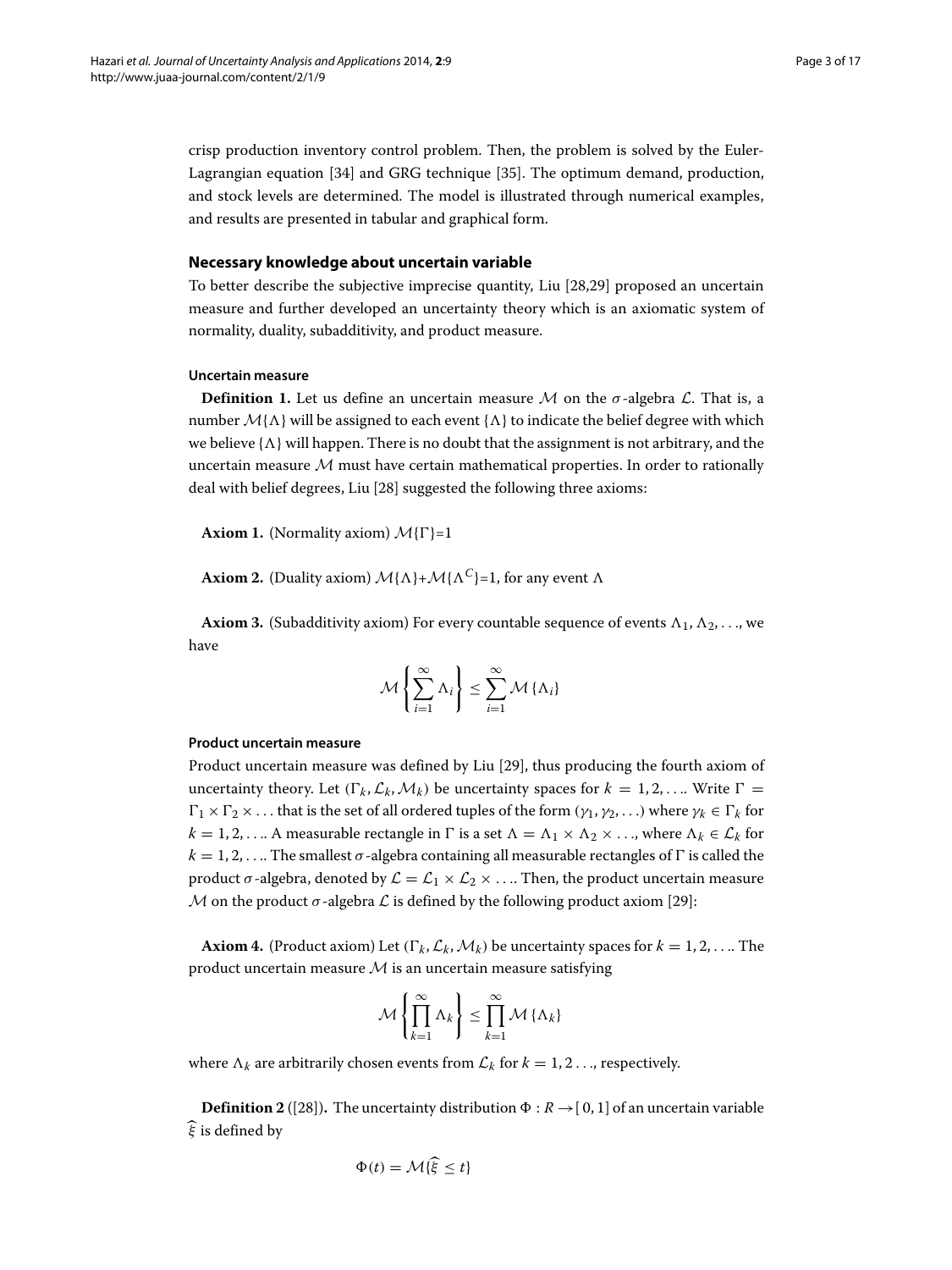crisp production inventory control problem. Then, the problem is solved by the Euler-Lagrangian equation [34] and GRG technique [35]. The optimum demand, production, and stock levels are determined. The model is illustrated through numerical examples, and results are presented in tabular and graphical form.

## Necessary knowledge about uncertain variable

To better describe the subjective imprecise quantity, Liu [28,29] proposed an uncertain measure and further developed an uncertainty theory which is an axiomatic system of normality, duality, subadditivity, and product measure.

### Uncertain measure

**Definition 1.** Let us define an uncertain measure $\mathcal{M}$ on the $\sigma$-algebra $\mathcal{L}$. That is, a number $\mathcal{M}\{\Lambda\}$ will be assigned to each event $\{\Lambda\}$ to indicate the belief degree with which we believe $\{\Lambda\}$ will happen. There is no doubt that the assignment is not arbitrary, and the uncertain measure $\mathcal{M}$ must have certain mathematical properties. In order to rationally deal with belief degrees, Liu [28] suggested the following three axioms:

**Axiom 1.** (Normality axiom) $\mathcal{M}\{\Gamma\}$=1

**Axiom 2.** (Duality axiom) $\mathcal{M}\{\Lambda\}$+$\mathcal{M}\{\Lambda^C\}$=1, for any event $\Lambda$

**Axiom 3.** (Subadditivity axiom) For every countable sequence of events $\Lambda_1, \Lambda_2, \ldots$, we have

$$\mathcal{M}\left\{\sum_{i=1}^{\infty} \Lambda_i\right\} \leq \sum_{i=1}^{\infty} \mathcal{M}\left\{\Lambda_i\right\}$$

### Product uncertain measure

Product uncertain measure was defined by Liu [29], thus producing the fourth axiom of uncertainty theory. Let $(\Gamma_k, \mathcal{L}_k, \mathcal{M}_k)$ be uncertainty spaces for $k = 1, 2, \ldots$. Write $\Gamma = \Gamma_1 \times \Gamma_2 \times \ldots$ that is the set of all ordered tuples of the form $(\gamma_1, \gamma_2, \ldots)$ where $\gamma_k \in \Gamma_k$ for $k = 1, 2, \ldots$. A measurable rectangle in $\Gamma$ is a set $\Lambda = \Lambda_1 \times \Lambda_2 \times \ldots$, where $\Lambda_k \in \mathcal{L}_k$ for $k = 1, 2, \ldots$. The smallest $\sigma$-algebra containing all measurable rectangles of $\Gamma$ is called the product $\sigma$-algebra, denoted by $\mathcal{L} = \mathcal{L}_1 \times \mathcal{L}_2 \times \ldots$. Then, the product uncertain measure $\mathcal{M}$ on the product $\sigma$-algebra $\mathcal{L}$ is defined by the following product axiom [29]:

**Axiom 4.** (Product axiom) Let $(\Gamma_k, \mathcal{L}_k, \mathcal{M}_k)$ be uncertainty spaces for $k = 1, 2, \ldots$. The product uncertain measure $\mathcal{M}$ is an uncertain measure satisfying

$$\mathcal{M}\left\{\prod_{k=1}^{\infty} \Lambda_k\right\} \leq \prod_{k=1}^{\infty} \mathcal{M}\left\{\Lambda_k\right\}$$

where $\Lambda_k$ are arbitrarily chosen events from $\mathcal{L}_k$ for $k = 1, 2 \ldots$, respectively.

**Definition 2** ([28])**.** The uncertainty distribution $\Phi : R \rightarrow [0, 1]$ of an uncertain variable $\widehat{\xi}$ is defined by

$$\Phi(t) = \mathcal{M}\{\widehat{\xi} \leq t\}$$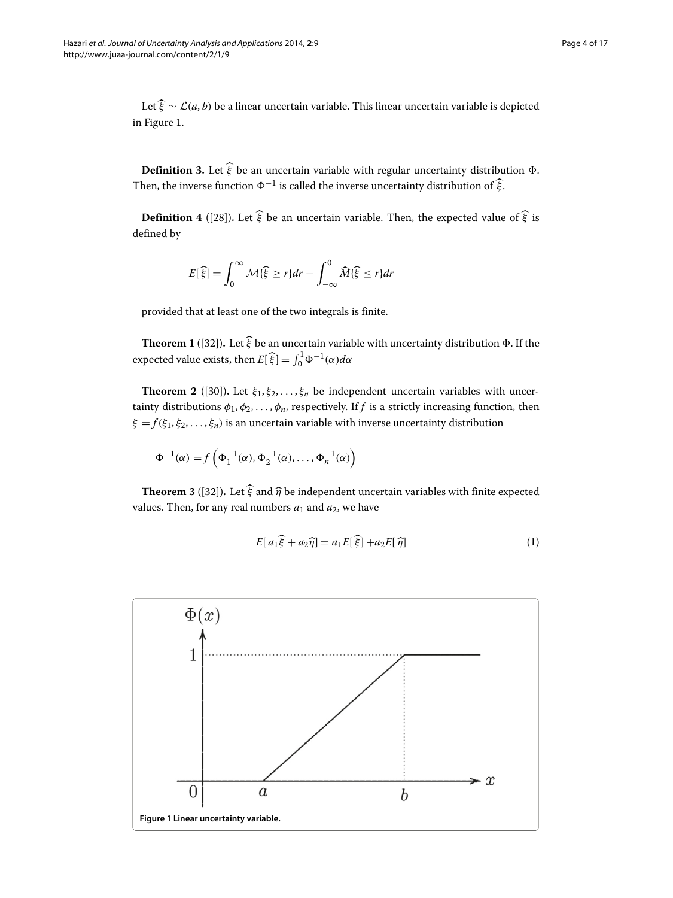Let $\widehat{\xi} \sim \mathcal{L}(a, b)$ be a linear uncertain variable. This linear uncertain variable is depicted in Figure 1.

**Definition 3.** Let $\widehat{\xi}$ be an uncertain variable with regular uncertainty distribution $\Phi$. Then, the inverse function $\Phi^{-1}$ is called the inverse uncertainty distribution of $\widehat{\xi}$.

**Definition 4** ([28]). Let $\widehat{\xi}$ be an uncertain variable. Then, the expected value of $\widehat{\xi}$ is defined by

$$E[\widehat{\xi}] = \int_0^{\infty} \mathcal{M}\{\widehat{\xi} \geq r\}dr - \int_{-\infty}^{0} \widehat{M}\{\widehat{\xi} \leq r\}dr$$

provided that at least one of the two integrals is finite.

**Theorem 1** ([32]). Let $\widehat{\xi}$ be an uncertain variable with uncertainty distribution $\Phi$. If the expected value exists, then $E[\widehat{\xi}] = \int_0^1 \Phi^{-1}(\alpha)d\alpha$

**Theorem 2** ([30]). Let $\xi_1, \xi_2, \ldots, \xi_n$ be independent uncertain variables with uncertainty distributions $\phi_1, \phi_2, \ldots, \phi_n$, respectively. If $f$ is a strictly increasing function, then $\xi = f(\xi_1, \xi_2, \ldots, \xi_n)$ is an uncertain variable with inverse uncertainty distribution

$$\Phi^{-1}(\alpha) = f\left(\Phi_1^{-1}(\alpha), \Phi_2^{-1}(\alpha), \ldots, \Phi_n^{-1}(\alpha)\right)$$

**Theorem 3** ([32]). Let $\widehat{\xi}$ and $\widehat{\eta}$ be independent uncertain variables with finite expected values. Then, for any real numbers $a_1$ and $a_2$, we have

$$E[a_1\widehat{\xi} + a_2\widehat{\eta}] = a_1 E[\widehat{\xi}] + a_2 E[\widehat{\eta}] \tag{1}$$

**Figure 1 Linear uncertainty variable.**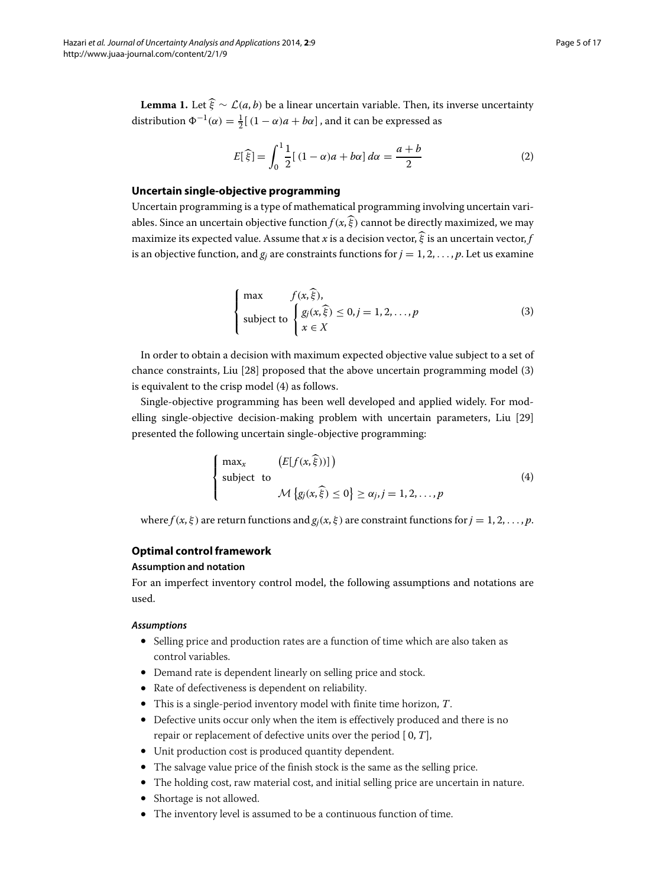**Lemma 1.** Let $\widehat{\xi} \sim \mathcal{L}(a, b)$ be a linear uncertain variable. Then, its inverse uncertainty distribution $\Phi^{-1}(\alpha) = \frac{1}{2}[\,(1-\alpha)a + b\alpha]$, and it can be expressed as

$$E[\,\widehat{\xi}\,] = \int_0^1 \frac{1}{2}[\,(1-\alpha)a + b\alpha]\, d\alpha = \frac{a+b}{2} \tag{2}$$

## Uncertain single-objective programming

Uncertain programming is a type of mathematical programming involving uncertain variables. Since an uncertain objective function $f(x, \widehat{\xi})$ cannot be directly maximized, we may maximize its expected value. Assume that $x$ is a decision vector, $\widehat{\xi}$ is an uncertain vector, $f$ is an objective function, and $g_j$ are constraints functions for $j = 1, 2, \ldots, p$. Let us examine

$$\begin{cases} \max & f(x, \widehat{\xi}), \\ \text{subject to} & \begin{cases} g_j(x, \widehat{\xi}) \leq 0, j = 1, 2, \ldots, p \\ x \in X \end{cases} \end{cases} \tag{3}$$

In order to obtain a decision with maximum expected objective value subject to a set of chance constraints, Liu [28] proposed that the above uncertain programming model (3) is equivalent to the crisp model (4) as follows.

Single-objective programming has been well developed and applied widely. For modelling single-objective decision-making problem with uncertain parameters, Liu [29] presented the following uncertain single-objective programming:

$$\begin{cases} \max_x & \big(E[f(x, \widehat{\xi}))]\big) \\ \text{subject to} & \\ & \mathcal{M}\left\{g_j(x, \widehat{\xi}) \leq 0\right\} \geq \alpha_j, j = 1, 2, \ldots, p \end{cases} \tag{4}$$

where $f(x, \xi)$ are return functions and $g_j(x, \xi)$ are constraint functions for $j = 1, 2, \ldots, p$.

## Optimal control framework

### Assumption and notation

For an imperfect inventory control model, the following assumptions and notations are used.

#### *Assumptions*

- Selling price and production rates are a function of time which are also taken as control variables.
- Demand rate is dependent linearly on selling price and stock.
- Rate of defectiveness is dependent on reliability.
- This is a single-period inventory model with finite time horizon, $T$.
- Defective units occur only when the item is effectively produced and there is no repair or replacement of defective units over the period $[\,0, T]$,
- Unit production cost is produced quantity dependent.
- The salvage value price of the finish stock is the same as the selling price.
- The holding cost, raw material cost, and initial selling price are uncertain in nature.
- Shortage is not allowed.
- The inventory level is assumed to be a continuous function of time.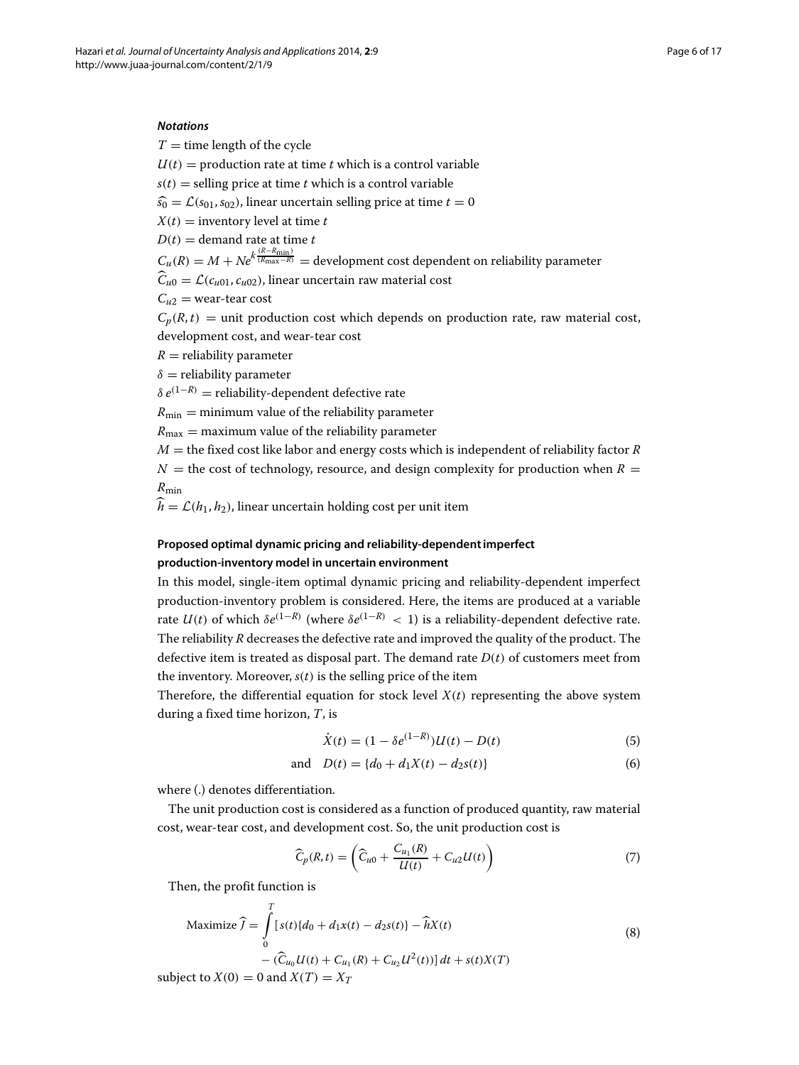***Notations***

$T$ = time length of the cycle

$U(t)$ = production rate at time $t$ which is a control variable

$s(t)$ = selling price at time $t$ which is a control variable

$\widehat{s_0} = \mathcal{L}(s_{01}, s_{02})$, linear uncertain selling price at time $t = 0$

$X(t)$ = inventory level at time $t$

$D(t)$ = demand rate at time $t$

$C_u(R) = M + Ne^{k\frac{(R-R_{\min})}{(R_{\max}-R)}}$ = development cost dependent on reliability parameter

$\widehat{C}_{u0} = \mathcal{L}(c_{u01}, c_{u02})$, linear uncertain raw material cost

$C_{u2}$ = wear-tear cost

$C_p(R,t)$ = unit production cost which depends on production rate, raw material cost, development cost, and wear-tear cost

$R$ = reliability parameter

$\delta$ = reliability parameter

$\delta\, e^{(1-R)}$ = reliability-dependent defective rate

$R_{\min}$ = minimum value of the reliability parameter

$R_{\max}$ = maximum value of the reliability parameter

$M$ = the fixed cost like labor and energy costs which is independent of reliability factor $R$

$N$ = the cost of technology, resource, and design complexity for production when $R = R_{\min}$

$\widehat{h} = \mathcal{L}(h_1, h_2)$, linear uncertain holding cost per unit item

### Proposed optimal dynamic pricing and reliability-dependent imperfect production-inventory model in uncertain environment

In this model, single-item optimal dynamic pricing and reliability-dependent imperfect production-inventory problem is considered. Here, the items are produced at a variable rate $U(t)$ of which $\delta e^{(1-R)}$ (where $\delta e^{(1-R)} < 1$) is a reliability-dependent defective rate. The reliability $R$ decreases the defective rate and improved the quality of the product. The defective item is treated as disposal part. The demand rate $D(t)$ of customers meet from the inventory. Moreover, $s(t)$ is the selling price of the item

Therefore, the differential equation for stock level $X(t)$ representing the above system during a fixed time horizon, $T$, is

$$\dot{X}(t) = (1 - \delta e^{(1-R)})U(t) - D(t) \tag{5}$$

$$\text{and} \quad D(t) = \{d_0 + d_1 X(t) - d_2 s(t)\} \tag{6}$$

where (.) denotes differentiation.

The unit production cost is considered as a function of produced quantity, raw material cost, wear-tear cost, and development cost. So, the unit production cost is

$$\widehat{C}_p(R,t) = \left(\widehat{C}_{u0} + \frac{C_{u_1}(R)}{U(t)} + C_{u2}U(t)\right) \tag{7}$$

Then, the profit function is

$$\begin{aligned}\text{Maximize } \widehat{J} = \int_0^T & [\, s(t)\{d_0 + d_1 x(t) - d_2 s(t)\} - \widehat{h}X(t) \\ & - (\widehat{C}_{u_0}U(t) + C_{u_1}(R) + C_{u_2}U^2(t))]\, dt + s(t)X(T)\end{aligned} \tag{8}$$

subject to $X(0) = 0$ and $X(T) = X_T$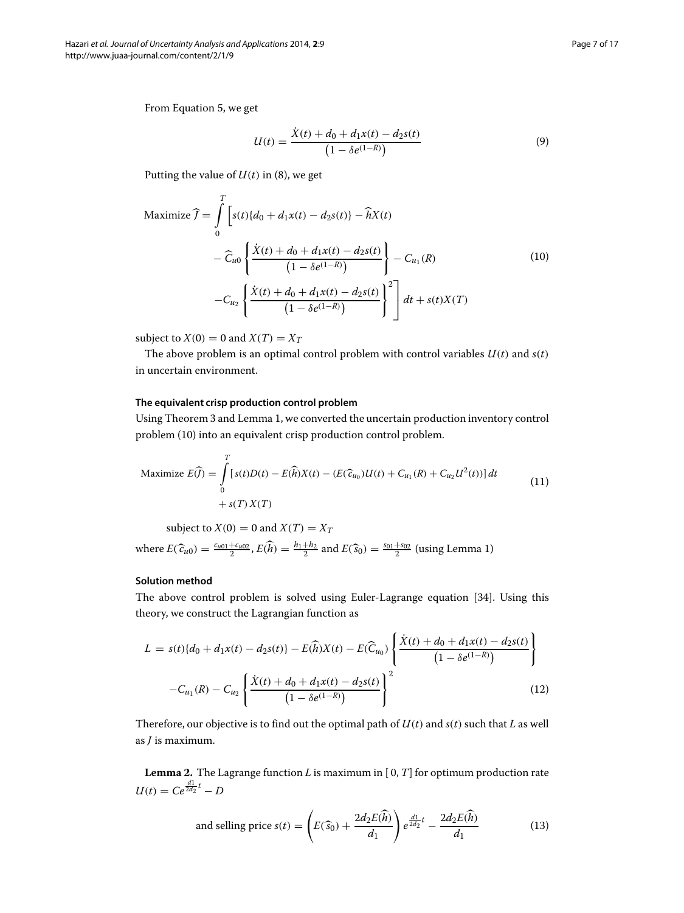From Equation 5, we get

$$U(t) = \frac{\dot{X}(t) + d_0 + d_1 x(t) - d_2 s(t)}{\left(1 - \delta e^{(1-R)}\right)} \tag{9}$$

Putting the value of $U(t)$ in (8), we get

$$\begin{aligned} \text{Maximize } \widehat{J} = \int_0^T \Bigg[ & s(t)\{d_0 + d_1 x(t) - d_2 s(t)\} - \widehat{h} X(t) \\ & - \widehat{C}_{u0} \left\{ \frac{\dot{X}(t) + d_0 + d_1 x(t) - d_2 s(t)}{\left(1 - \delta e^{(1-R)}\right)} \right\} - C_{u_1}(R) \\ & - C_{u_2} \left\{ \frac{\dot{X}(t) + d_0 + d_1 x(t) - d_2 s(t)}{\left(1 - \delta e^{(1-R)}\right)} \right\}^2 \Bigg] dt + s(t) X(T) \end{aligned} \tag{10}$$

subject to $X(0) = 0$ and $X(T) = X_T$

The above problem is an optimal control problem with control variables $U(t)$ and $s(t)$ in uncertain environment.

### The equivalent crisp production control problem

Using Theorem 3 and Lemma 1, we converted the uncertain production inventory control problem (10) into an equivalent crisp production control problem.

$$\begin{aligned} \text{Maximize } E(\widehat{J}) = & \int_0^T [\, s(t) D(t) - E(\widehat{h}) X(t) - (E(\widehat{c}_{u_0}) U(t) + C_{u_1}(R) + C_{u_2} U^2(t))] \, dt \\ & + s(T)\, X(T) \end{aligned} \tag{11}$$

subject to $X(0) = 0$ and $X(T) = X_T$

where $E(\widehat{c}_{u0}) = \frac{c_{u01} + c_{u02}}{2}$, $E(\widehat{h}) = \frac{h_1 + h_2}{2}$ and $E(\widehat{s}_0) = \frac{s_{01} + s_{02}}{2}$ (using Lemma 1)

### Solution method

The above control problem is solved using Euler-Lagrange equation [34]. Using this theory, we construct the Lagrangian function as

$$\begin{aligned} L = \; & s(t)\{d_0 + d_1 x(t) - d_2 s(t)\} - E(\widehat{h}) X(t) - E(\widehat{C}_{u_0}) \left\{ \frac{\dot{X}(t) + d_0 + d_1 x(t) - d_2 s(t)}{\left(1 - \delta e^{(1-R)}\right)} \right\} \\ & - C_{u_1}(R) - C_{u_2} \left\{ \frac{\dot{X}(t) + d_0 + d_1 x(t) - d_2 s(t)}{\left(1 - \delta e^{(1-R)}\right)} \right\}^2 \end{aligned} \tag{12}$$

Therefore, our objective is to find out the optimal path of $U(t)$ and $s(t)$ such that $L$ as well as $J$ is maximum.

**Lemma 2.** The Lagrange function $L$ is maximum in $[\,0, T]$ for optimum production rate $U(t) = C e^{\frac{d1}{2d_2} t} - D$

$$\text{and selling price } s(t) = \left( E(\widehat{s}_0) + \frac{2 d_2 E(\widehat{h})}{d_1} \right) e^{\frac{d1}{2d_2} t} - \frac{2 d_2 E(\widehat{h})}{d_1} \tag{13}$$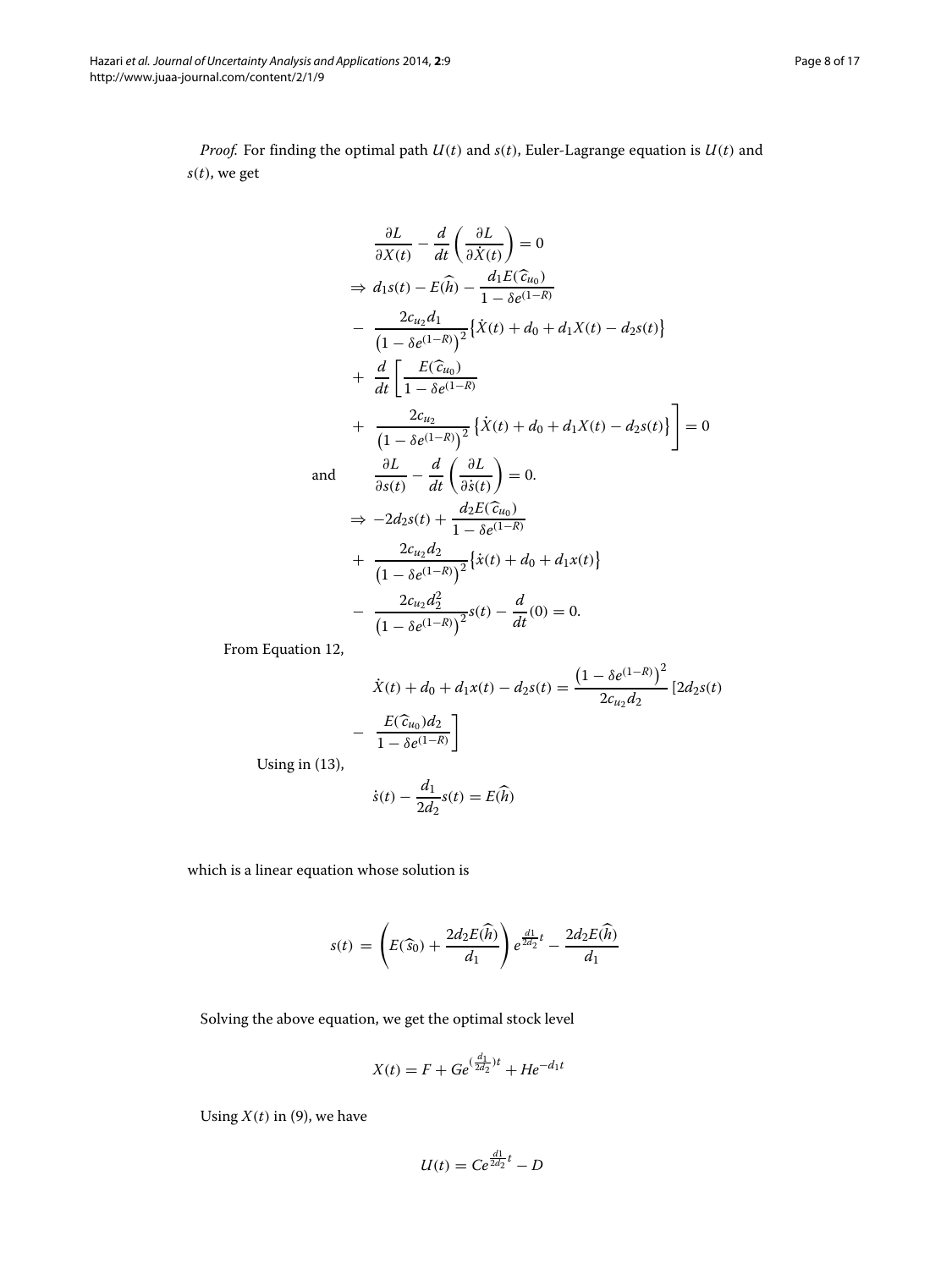*Proof.* For finding the optimal path $U(t)$ and $s(t)$, Euler-Lagrange equation is $U(t)$ and $s(t)$, we get

$$
\begin{aligned}
& \frac{\partial L}{\partial X(t)} - \frac{d}{dt}\left(\frac{\partial L}{\partial \dot{X}(t)}\right) = 0 \\
\Rightarrow\ & d_1 s(t) - E(\widehat{h}) - \frac{d_1 E(\widehat{c}_{u_0})}{1-\delta e^{(1-R)}} \\
& - \frac{2c_{u_2} d_1}{\left(1-\delta e^{(1-R)}\right)^2}\left\{\dot{X}(t) + d_0 + d_1 X(t) - d_2 s(t)\right\} \\
& + \frac{d}{dt}\left[\frac{E(\widehat{c}_{u_0})}{1-\delta e^{(1-R)}}\right. \\
& \left. + \frac{2c_{u_2}}{\left(1-\delta e^{(1-R)}\right)^2}\left\{\dot{X}(t) + d_0 + d_1 X(t) - d_2 s(t)\right\}\right] = 0
\end{aligned}
$$

and

$$
\begin{aligned}
& \frac{\partial L}{\partial s(t)} - \frac{d}{dt}\left(\frac{\partial L}{\partial \dot{s}(t)}\right) = 0. \\
\Rightarrow\ & -2d_2 s(t) + \frac{d_2 E(\widehat{c}_{u_0})}{1-\delta e^{(1-R)}} \\
& + \frac{2c_{u_2} d_2}{\left(1-\delta e^{(1-R)}\right)^2}\left\{\dot{x}(t) + d_0 + d_1 x(t)\right\} \\
& - \frac{2c_{u_2} d_2^2}{\left(1-\delta e^{(1-R)}\right)^2} s(t) - \frac{d}{dt}(0) = 0.
\end{aligned}
$$

From Equation 12,

$$
\dot{X}(t) + d_0 + d_1 x(t) - d_2 s(t) = \frac{\left(1-\delta e^{(1-R)}\right)^2}{2c_{u_2} d_2}\left[2d_2 s(t) - \frac{E(\widehat{c}_{u_0}) d_2}{1-\delta e^{(1-R)}}\right]
$$

Using in (13),

$$
\dot{s}(t) - \frac{d_1}{2d_2} s(t) = E(\widehat{h})
$$

which is a linear equation whose solution is

$$
s(t) = \left(E(\widehat{s}_0) + \frac{2d_2 E(\widehat{h})}{d_1}\right) e^{\frac{d_1}{2d_2}t} - \frac{2d_2 E(\widehat{h})}{d_1}
$$

Solving the above equation, we get the optimal stock level

$$
X(t) = F + G e^{\left(\frac{d_1}{2d_2}\right)t} + H e^{-d_1 t}
$$

Using $X(t)$ in (9), we have

$$
U(t) = C e^{\frac{d_1}{2d_2}t} - D
$$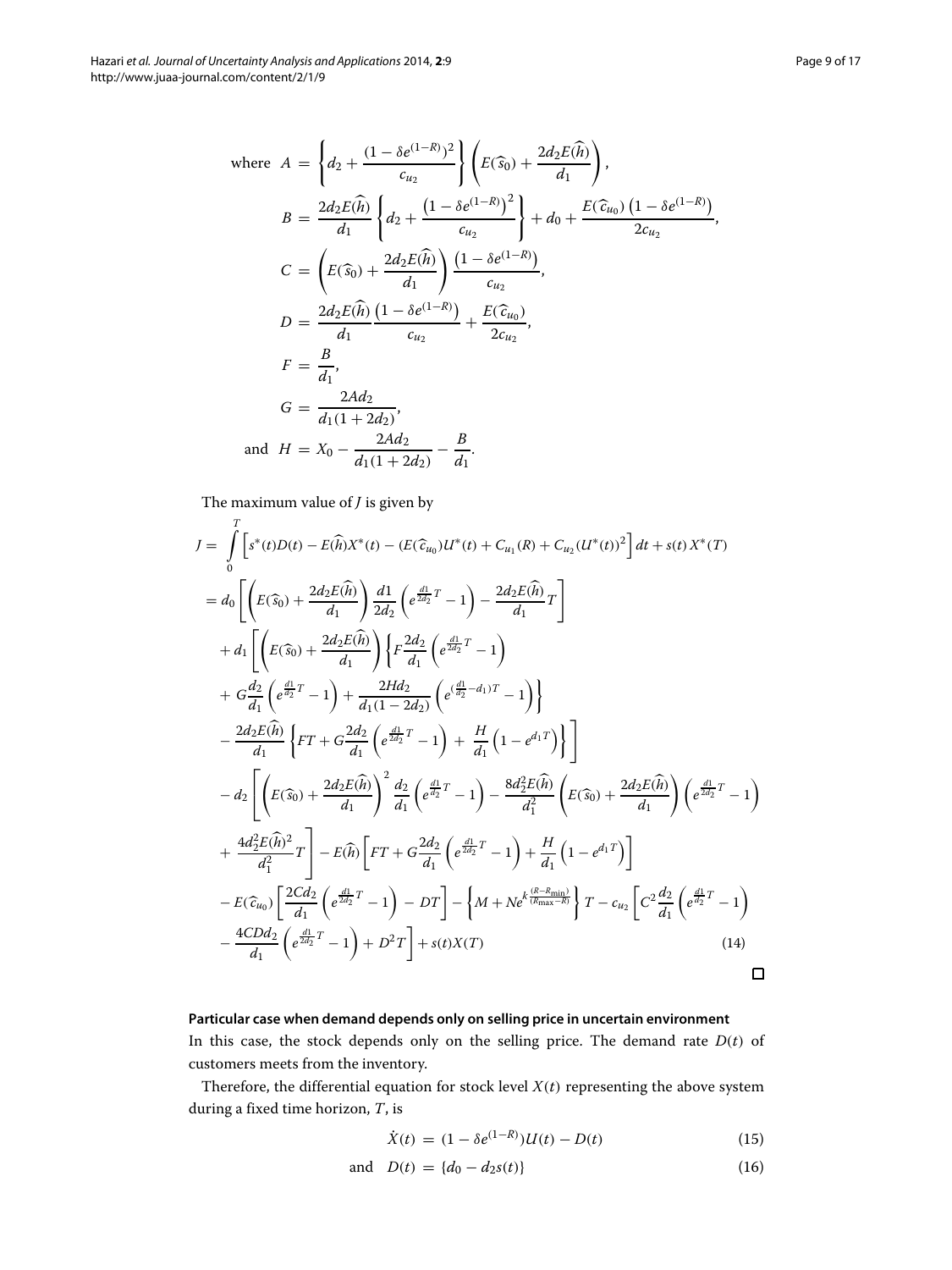$$
\begin{aligned}
\text{where } A &= \left\{ d_2 + \frac{(1-\delta e^{(1-R)})^2}{c_{u_2}} \right\} \left( E(\widehat{s}_0) + \frac{2d_2 E(\widehat{h})}{d_1} \right), \\
B &= \frac{2d_2 E(\widehat{h})}{d_1} \left\{ d_2 + \frac{\left(1-\delta e^{(1-R)}\right)^2}{c_{u_2}} \right\} + d_0 + \frac{E(\widehat{c}_{u_0})\left(1-\delta e^{(1-R)}\right)}{2c_{u_2}}, \\
C &= \left( E(\widehat{s}_0) + \frac{2d_2 E(\widehat{h})}{d_1} \right) \frac{\left(1-\delta e^{(1-R)}\right)}{c_{u_2}}, \\
D &= \frac{2d_2 E(\widehat{h})}{d_1} \frac{\left(1-\delta e^{(1-R)}\right)}{c_{u_2}} + \frac{E(\widehat{c}_{u_0})}{2c_{u_2}}, \\
F &= \frac{B}{d_1}, \\
G &= \frac{2Ad_2}{d_1(1+2d_2)}, \\
\text{and } H &= X_0 - \frac{2Ad_2}{d_1(1+2d_2)} - \frac{B}{d_1}.
\end{aligned}
$$

The maximum value of $J$ is given by

$$
\begin{aligned}
J &= \int_0^T \left[ s^*(t)D(t) - E(\widehat{h})X^*(t) - (E(\widehat{c}_{u_0})U^*(t) + C_{u_1}(R) + C_{u_2}(U^*(t))^2 \right] dt + s(t)\,X^*(T) \\
&= d_0 \left[ \left( E(\widehat{s}_0) + \frac{2d_2 E(\widehat{h})}{d_1} \right) \frac{d1}{2d_2} \left( e^{\frac{d1}{2d_2}T} - 1 \right) - \frac{2d_2 E(\widehat{h})}{d_1} T \right] \\
&\quad + d_1 \left[ \left( E(\widehat{s}_0) + \frac{2d_2 E(\widehat{h})}{d_1} \right) \left\{ F \frac{2d_2}{d_1} \left( e^{\frac{d1}{2d_2}T} - 1 \right) \right. \right. \\
&\quad \left. + G \frac{d_2}{d_1} \left( e^{\frac{d1}{d_2}T} - 1 \right) + \frac{2Hd_2}{d_1(1-2d_2)} \left( e^{(\frac{d1}{d_2} - d_1)T} - 1 \right) \right\} \\
&\quad \left. - \frac{2d_2 E(\widehat{h})}{d_1} \left\{ FT + G \frac{2d_2}{d_1} \left( e^{\frac{d1}{2d_2}T} - 1 \right) + \frac{H}{d_1} \left( 1 - e^{d_1 T} \right) \right\} \right] \\
&\quad - d_2 \left[ \left( E(\widehat{s}_0) + \frac{2d_2 E(\widehat{h})}{d_1} \right)^2 \frac{d_2}{d_1} \left( e^{\frac{d1}{d_2}T} - 1 \right) - \frac{8d_2^2 E(\widehat{h})}{d_1^2} \left( E(\widehat{s}_0) + \frac{2d_2 E(\widehat{h})}{d_1} \right) \left( e^{\frac{d1}{2d_2}T} - 1 \right) \right. \\
&\quad \left. + \frac{4d_2^2 E(\widehat{h})^2}{d_1^2} T \right] - E(\widehat{h}) \left[ FT + G \frac{2d_2}{d_1} \left( e^{\frac{d1}{2d_2}T} - 1 \right) + \frac{H}{d_1} \left( 1 - e^{d_1 T} \right) \right] \\
&\quad - E(\widehat{c}_{u_0}) \left[ \frac{2Cd_2}{d_1} \left( e^{\frac{d1}{2d_2}T} - 1 \right) - DT \right] - \left\{ M + Ne^{k\frac{(R-R_{\min})}{(R_{\max}-R)}} \right\} T - c_{u_2} \left[ C^2 \frac{d_2}{d_1} \left( e^{\frac{d1}{d_2}T} - 1 \right) \right. \\
&\quad \left. - \frac{4CDd_2}{d_1} \left( e^{\frac{d1}{2d_2}T} - 1 \right) + D^2 T \right] + s(t)X(T)
\end{aligned}
\tag{14}
$$

□

#### Particular case when demand depends only on selling price in uncertain environment

In this case, the stock depends only on the selling price. The demand rate $D(t)$ of customers meets from the inventory.

Therefore, the differential equation for stock level $X(t)$ representing the above system during a fixed time horizon, $T$, is

$$
\dot{X}(t) = (1 - \delta e^{(1-R)})U(t) - D(t) \tag{15}
$$

$$
\text{and} \quad D(t) = \{d_0 - d_2 s(t)\} \tag{16}
$$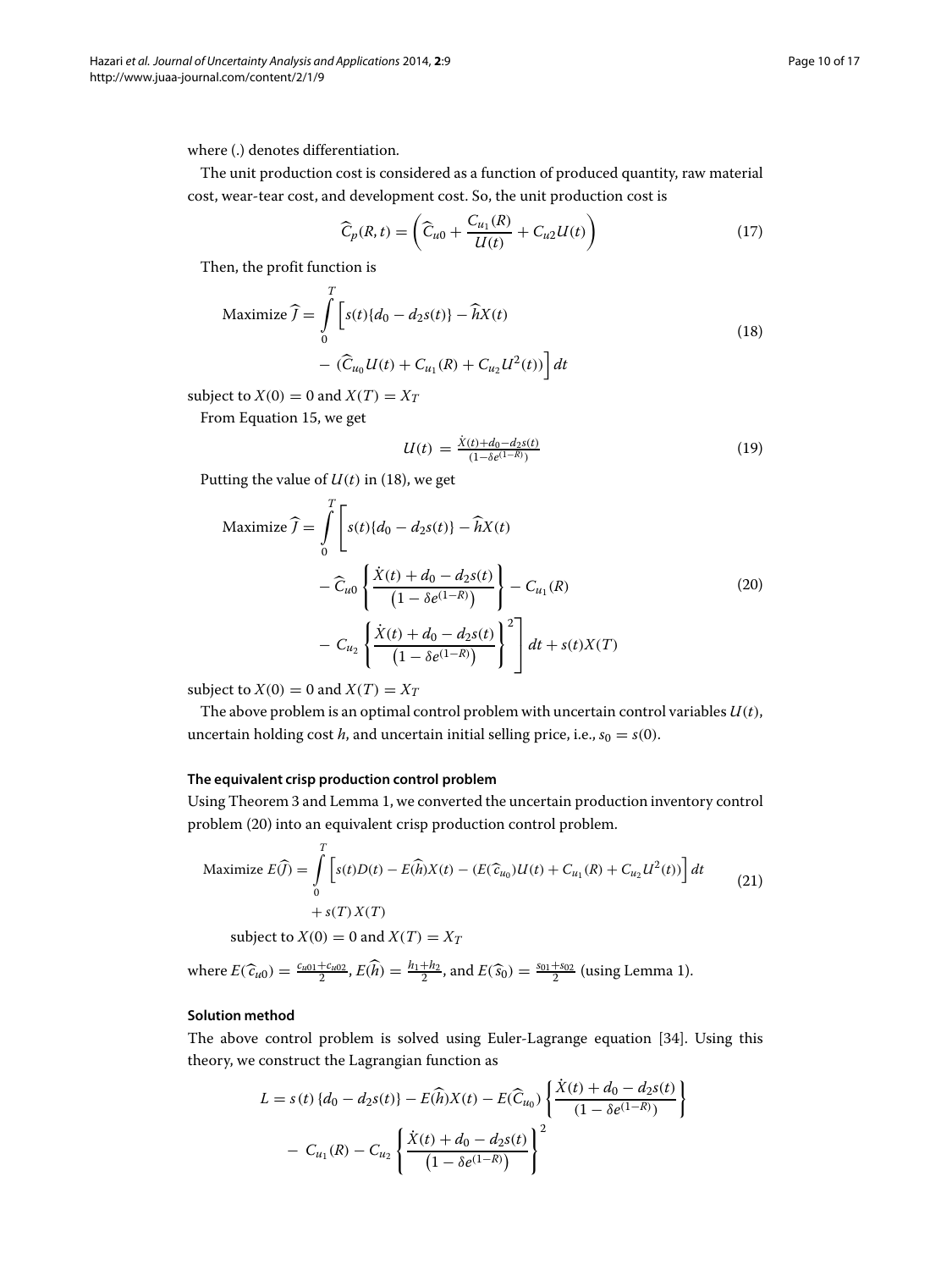where (.) denotes differentiation.

The unit production cost is considered as a function of produced quantity, raw material cost, wear-tear cost, and development cost. So, the unit production cost is

$$\widehat{C}_p(R,t) = \left(\widehat{C}_{u0} + \frac{C_{u_1}(R)}{U(t)} + C_{u2}U(t)\right) \tag{17}$$

Then, the profit function is

$$\begin{aligned}\text{Maximize } \widehat{J} = \int_0^T &\Big[ s(t)\{d_0 - d_2 s(t)\} - \widehat{h}X(t) \\ &- (\widehat{C}_{u_0}U(t) + C_{u_1}(R) + C_{u_2}U^2(t))\Big] dt\end{aligned} \tag{18}$$

subject to $X(0) = 0$ and $X(T) = X_T$

From Equation 15, we get

$$U(t) = \frac{\dot{X}(t) + d_0 - d_2 s(t)}{(1 - \delta e^{(1-R)})} \tag{19}$$

Putting the value of $U(t)$ in (18), we get

$$\begin{aligned}\text{Maximize } \widehat{J} = \int_0^T &\Bigg[ s(t)\{d_0 - d_2 s(t)\} - \widehat{h}X(t) \\ &- \widehat{C}_{u0}\left\{\frac{\dot{X}(t) + d_0 - d_2 s(t)}{\left(1 - \delta e^{(1-R)}\right)}\right\} - C_{u_1}(R) \\ &- C_{u_2}\left\{\frac{\dot{X}(t) + d_0 - d_2 s(t)}{\left(1 - \delta e^{(1-R)}\right)}\right\}^2\Bigg] dt + s(t)X(T)\end{aligned} \tag{20}$$

subject to $X(0) = 0$ and $X(T) = X_T$

The above problem is an optimal control problem with uncertain control variables $U(t)$, uncertain holding cost $h$, and uncertain initial selling price, i.e., $s_0 = s(0)$.

#### The equivalent crisp production control problem

Using Theorem 3 and Lemma 1, we converted the uncertain production inventory control problem (20) into an equivalent crisp production control problem.

$$\begin{aligned}\text{Maximize } E(\widehat{J}) = \int_0^T &\Big[ s(t)D(t) - E(\widehat{h})X(t) - (E(\widehat{c}_{u_0})U(t) + C_{u_1}(R) + C_{u_2}U^2(t))\Big] dt \\ &+ s(T)X(T)\end{aligned} \tag{21}$$

subject to $X(0) = 0$ and $X(T) = X_T$

where $E(\widehat{c}_{u0}) = \frac{c_{u01} + c_{u02}}{2}$, $E(\widehat{h}) = \frac{h_1 + h_2}{2}$, and $E(\widehat{s}_0) = \frac{s_{01} + s_{02}}{2}$ (using Lemma 1).

#### Solution method

The above control problem is solved using Euler-Lagrange equation [34]. Using this theory, we construct the Lagrangian function as

$$\begin{aligned}L = s(t)\{d_0 - d_2 s(t)\} - E(\widehat{h})X(t) - E(\widehat{C}_{u_0})\left\{\frac{\dot{X}(t) + d_0 - d_2 s(t)}{(1 - \delta e^{(1-R)})}\right\} \\ - C_{u_1}(R) - C_{u_2}\left\{\frac{\dot{X}(t) + d_0 - d_2 s(t)}{\left(1 - \delta e^{(1-R)}\right)}\right\}^2\end{aligned}$$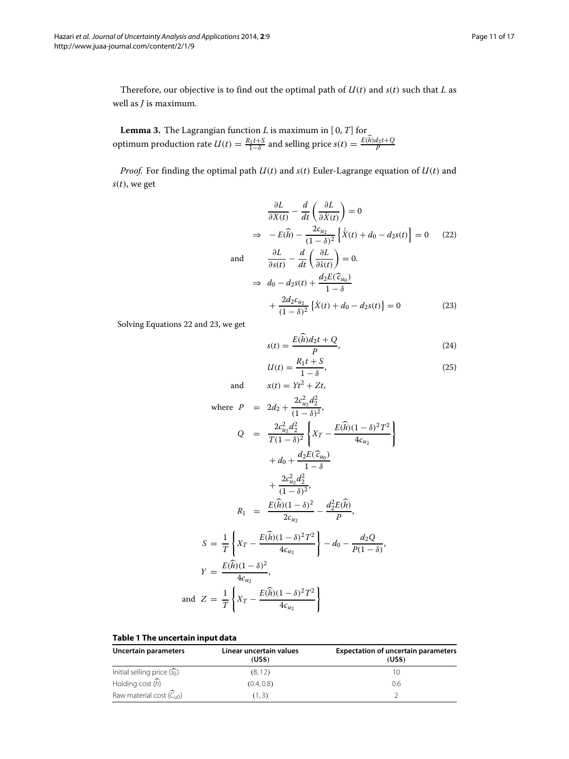Therefore, our objective is to find out the optimal path of $U(t)$ and $s(t)$ such that $L$ as well as $J$ is maximum.

**Lemma 3.** The Lagrangian function $L$ is maximum in $[0, T]$ for optimum production rate $U(t) = \frac{R_1 t + S}{1-\delta}$ and selling price $s(t) = \frac{E(\widehat{h})d_2 t + Q}{P}$

*Proof.* For finding the optimal path $U(t)$ and $s(t)$ Euler-Lagrange equation of $U(t)$ and $s(t)$, we get

$$\frac{\partial L}{\partial X(t)} - \frac{d}{dt}\left(\frac{\partial L}{\partial \dot{X}(t)}\right) = 0$$

$$\Rightarrow \quad -E(\widehat{h}) - \frac{2c_{u_2}}{(1-\delta)^2}\left\{\dot{X}(t) + d_0 - d_2 s(t)\right\} = 0 \tag{22}$$

and

$$\frac{\partial L}{\partial s(t)} - \frac{d}{dt}\left(\frac{\partial L}{\partial \dot{s}(t)}\right) = 0.$$

$$\Rightarrow \quad d_0 - d_2 s(t) + \frac{d_2 E(\widehat{c}_{u_0})}{1-\delta} + \frac{2d_2 c_{u_2}}{(1-\delta)^2}\left\{\dot{X}(t) + d_0 - d_2 s(t)\right\} = 0 \tag{23}$$

Solving Equations 22 and 23, we get

$$s(t) = \frac{E(\widehat{h})d_2 t + Q}{P}, \tag{24}$$

$$U(t) = \frac{R_1 t + S}{1-\delta}, \tag{25}$$

and

$$x(t) = Yt^2 + Zt,$$

where

$$P = 2d_2 + \frac{2c_{u_2}^2 d_2^2}{(1-\delta)^2},$$

$$Q = \frac{2c_{u_2}^2 d_2^2}{T(1-\delta)^2}\left\{X_T - \frac{E(\widehat{h})(1-\delta)^2 T^2}{4c_{u_2}}\right\} + d_0 + \frac{d_2 E(\widehat{c}_{u_0})}{1-\delta} + \frac{2c_{u_2}^2 d_2^2}{(1-\delta)^2},$$

$$R_1 = \frac{E(\widehat{h})(1-\delta)^2}{2c_{u_2}} - \frac{d_2^2 E(\widehat{h})}{P},$$

$$S = \frac{1}{T}\left\{X_T - \frac{E(\widehat{h})(1-\delta)^2 T^2}{4c_{u_2}}\right\} - d_0 - \frac{d_2 Q}{P(1-\delta)},$$

$$Y = \frac{E(\widehat{h})(1-\delta)^2}{4c_{u_2}},$$

and

$$Z = \frac{1}{T}\left\{X_T - \frac{E(\widehat{h})(1-\delta)^2 T^2}{4c_{u_2}}\right\}$$

**Table 1 The uncertain input data**

| Uncertain parameters | Linear uncertain values (US$) | Expectation of uncertain parameters (US$) |
|---|---|---|
| Initial selling price ($\widehat{s_0}$) | (8, 12) | 10 |
| Holding cost ($\widehat{h}$) | (0.4, 0.8) | 0.6 |
| Raw material cost ($\widehat{C}_{u0}$) | (1, 3) | 2 |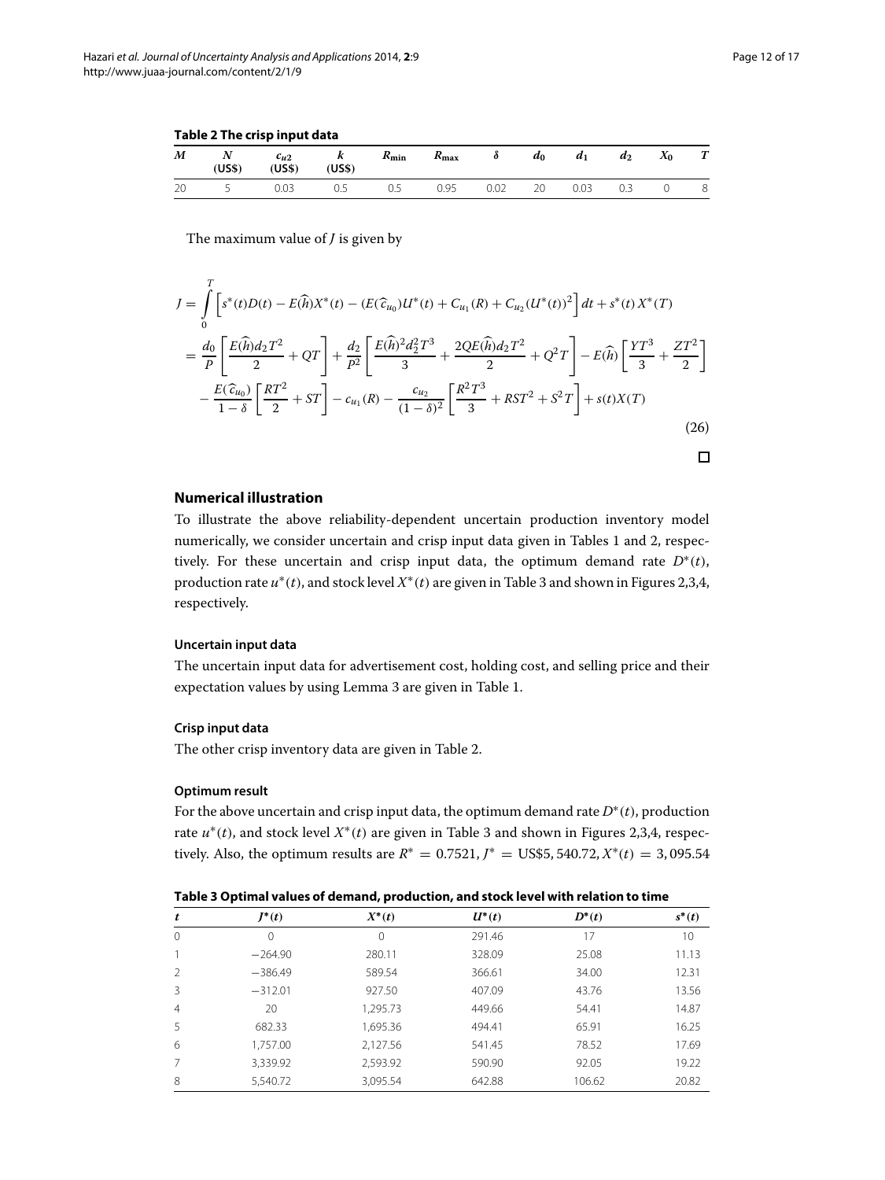**Table 2 The crisp input data**

| $M$ | $N$ (US$) | $c_{u2}$ (US$) | $k$ (US$) | $R_{\min}$ | $R_{\max}$ | $\delta$ | $d_0$ | $d_1$ | $d_2$ | $X_0$ | $T$ |
|---|---|---|---|---|---|---|---|---|---|---|---|
| 20 | 5 | 0.03 | 0.5 | 0.5 | 0.95 | 0.02 | 20 | 0.03 | 0.3 | 0 | 8 |

The maximum value of $J$ is given by

$$
\begin{aligned}
J &= \int_0^T \left[ s^*(t)D(t) - E(\widehat{h})X^*(t) - (E(\widehat{c}_{u_0})U^*(t) + C_{u_1}(R) + C_{u_2}(U^*(t))^2 \right] dt + s^*(t)\,X^*(T) \\
&= \frac{d_0}{P}\left[ \frac{E(\widehat{h})d_2T^2}{2} + QT \right] + \frac{d_2}{P^2}\left[ \frac{E(\widehat{h})^2 d_2^2 T^3}{3} + \frac{2QE(\widehat{h})d_2T^2}{2} + Q^2T \right] - E(\widehat{h})\left[ \frac{YT^3}{3} + \frac{ZT^2}{2} \right] \\
&\quad - \frac{E(\widehat{c}_{u_0})}{1-\delta}\left[ \frac{RT^2}{2} + ST \right] - c_{u_1}(R) - \frac{c_{u_2}}{(1-\delta)^2}\left[ \frac{R^2T^3}{3} + RST^2 + S^2T \right] + s(t)X(T)
\end{aligned}
\tag{26}
$$

□

## Numerical illustration

To illustrate the above reliability-dependent uncertain production inventory model numerically, we consider uncertain and crisp input data given in Tables 1 and 2, respectively. For these uncertain and crisp input data, the optimum demand rate $D^*(t)$, production rate $u^*(t)$, and stock level $X^*(t)$ are given in Table 3 and shown in Figures 2,3,4, respectively.

### Uncertain input data

The uncertain input data for advertisement cost, holding cost, and selling price and their expectation values by using Lemma 3 are given in Table 1.

### Crisp input data

The other crisp inventory data are given in Table 2.

### Optimum result

For the above uncertain and crisp input data, the optimum demand rate $D^*(t)$, production rate $u^*(t)$, and stock level $X^*(t)$ are given in Table 3 and shown in Figures 2,3,4, respectively. Also, the optimum results are $R^* = 0.7521$, $J^* =$ US\$5,540.72, $X^*(t) = 3{,}095.54$

**Table 3 Optimal values of demand, production, and stock level with relation to time**

| $t$ | $J^*(t)$ | $X^*(t)$ | $U^*(t)$ | $D^*(t)$ | $s^*(t)$ |
|---|---|---|---|---|---|
| 0 | 0 | 0 | 291.46 | 17 | 10 |
| 1 | −264.90 | 280.11 | 328.09 | 25.08 | 11.13 |
| 2 | −386.49 | 589.54 | 366.61 | 34.00 | 12.31 |
| 3 | −312.01 | 927.50 | 407.09 | 43.76 | 13.56 |
| 4 | 20 | 1,295.73 | 449.66 | 54.41 | 14.87 |
| 5 | 682.33 | 1,695.36 | 494.41 | 65.91 | 16.25 |
| 6 | 1,757.00 | 2,127.56 | 541.45 | 78.52 | 17.69 |
| 7 | 3,339.92 | 2,593.92 | 590.90 | 92.05 | 19.22 |
| 8 | 5,540.72 | 3,095.54 | 642.88 | 106.62 | 20.82 |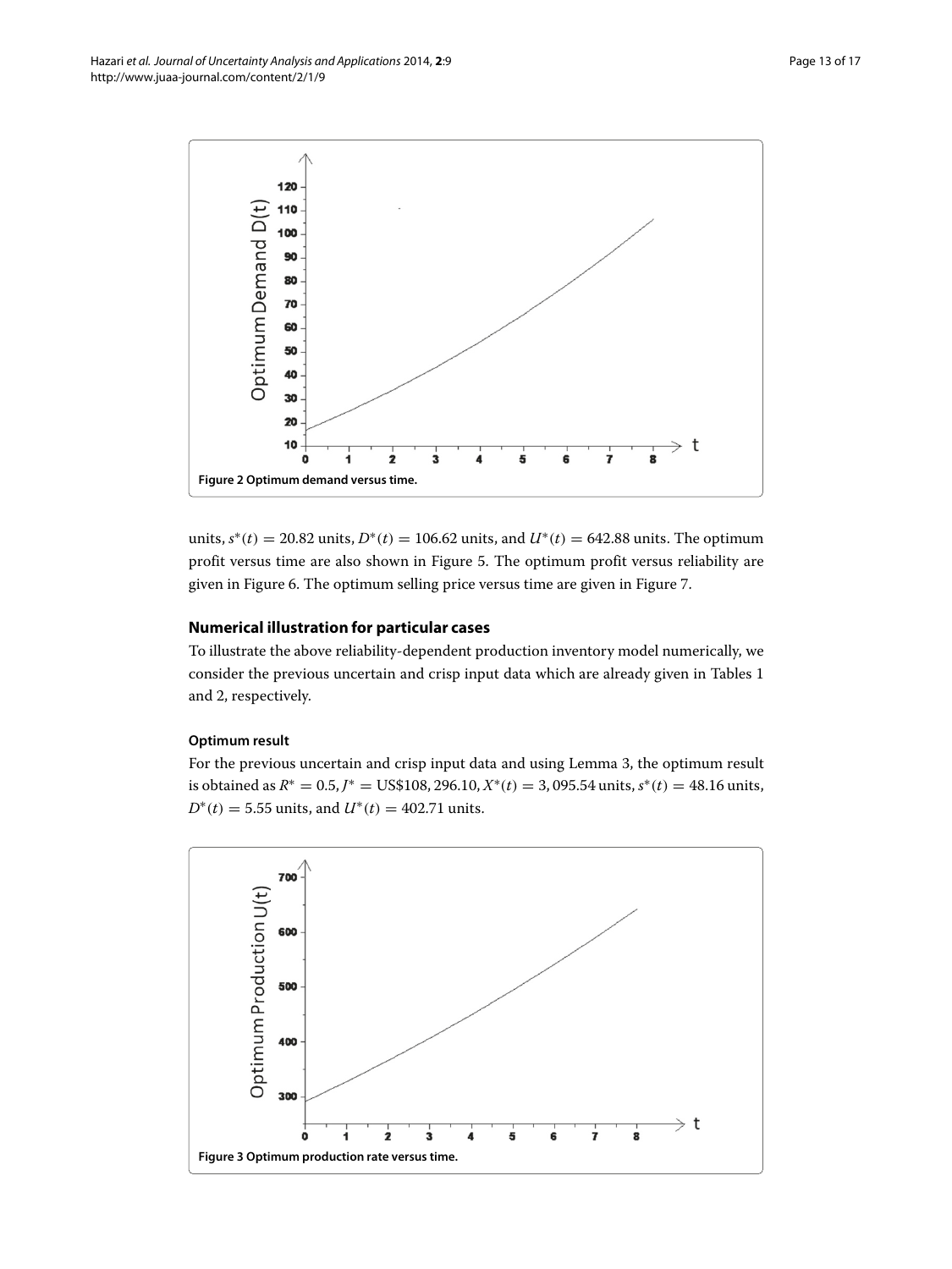Figure 2 Optimum demand versus time.

units, $s^*(t) = 20.82$ units, $D^*(t) = 106.62$ units, and $U^*(t) = 642.88$ units. The optimum profit versus time are also shown in Figure 5. The optimum profit versus reliability are given in Figure 6. The optimum selling price versus time are given in Figure 7.

## Numerical illustration for particular cases

To illustrate the above reliability-dependent production inventory model numerically, we consider the previous uncertain and crisp input data which are already given in Tables 1 and 2, respectively.

### Optimum result

For the previous uncertain and crisp input data and using Lemma 3, the optimum result is obtained as $R^* = 0.5$, $J^* =$ US\$108, 296.10, $X^*(t) = 3,095.54$ units, $s^*(t) = 48.16$ units, $D^*(t) = 5.55$ units, and $U^*(t) = 402.71$ units.

Figure 3 Optimum production rate versus time.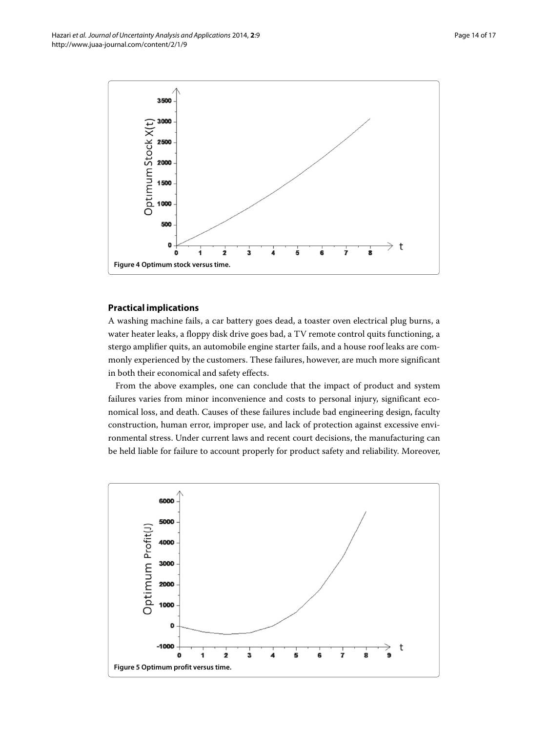Figure 4 Optimum stock versus time.

## Practical implications

A washing machine fails, a car battery goes dead, a toaster oven electrical plug burns, a water heater leaks, a floppy disk drive goes bad, a TV remote control quits functioning, a stergo amplifier quits, an automobile engine starter fails, and a house roof leaks are commonly experienced by the customers. These failures, however, are much more significant in both their economical and safety effects.

From the above examples, one can conclude that the impact of product and system failures varies from minor inconvenience and costs to personal injury, significant economical loss, and death. Causes of these failures include bad engineering design, faculty construction, human error, improper use, and lack of protection against excessive environmental stress. Under current laws and recent court decisions, the manufacturing can be held liable for failure to account properly for product safety and reliability. Moreover,

Figure 5 Optimum profit versus time.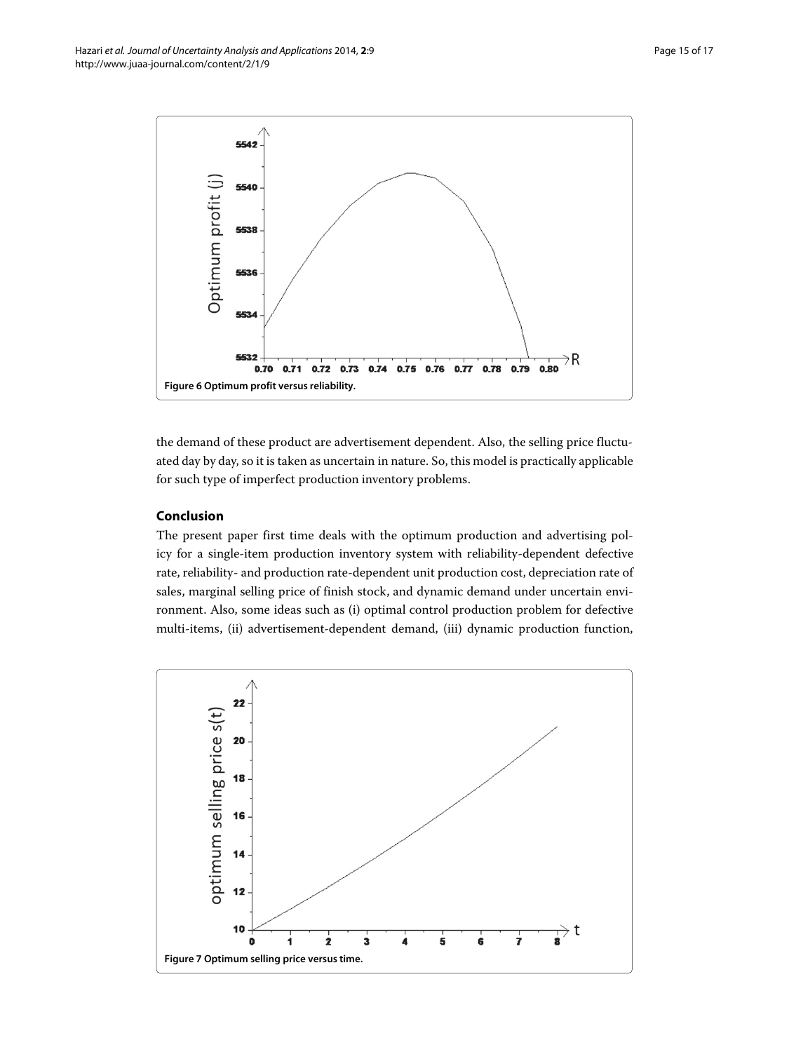Figure 6 Optimum profit versus reliability.

the demand of these product are advertisement dependent. Also, the selling price fluctuated day by day, so it is taken as uncertain in nature. So, this model is practically applicable for such type of imperfect production inventory problems.

## Conclusion

The present paper first time deals with the optimum production and advertising policy for a single-item production inventory system with reliability-dependent defective rate, reliability- and production rate-dependent unit production cost, depreciation rate of sales, marginal selling price of finish stock, and dynamic demand under uncertain environment. Also, some ideas such as (i) optimal control production problem for defective multi-items, (ii) advertisement-dependent demand, (iii) dynamic production function,

Figure 7 Optimum selling price versus time.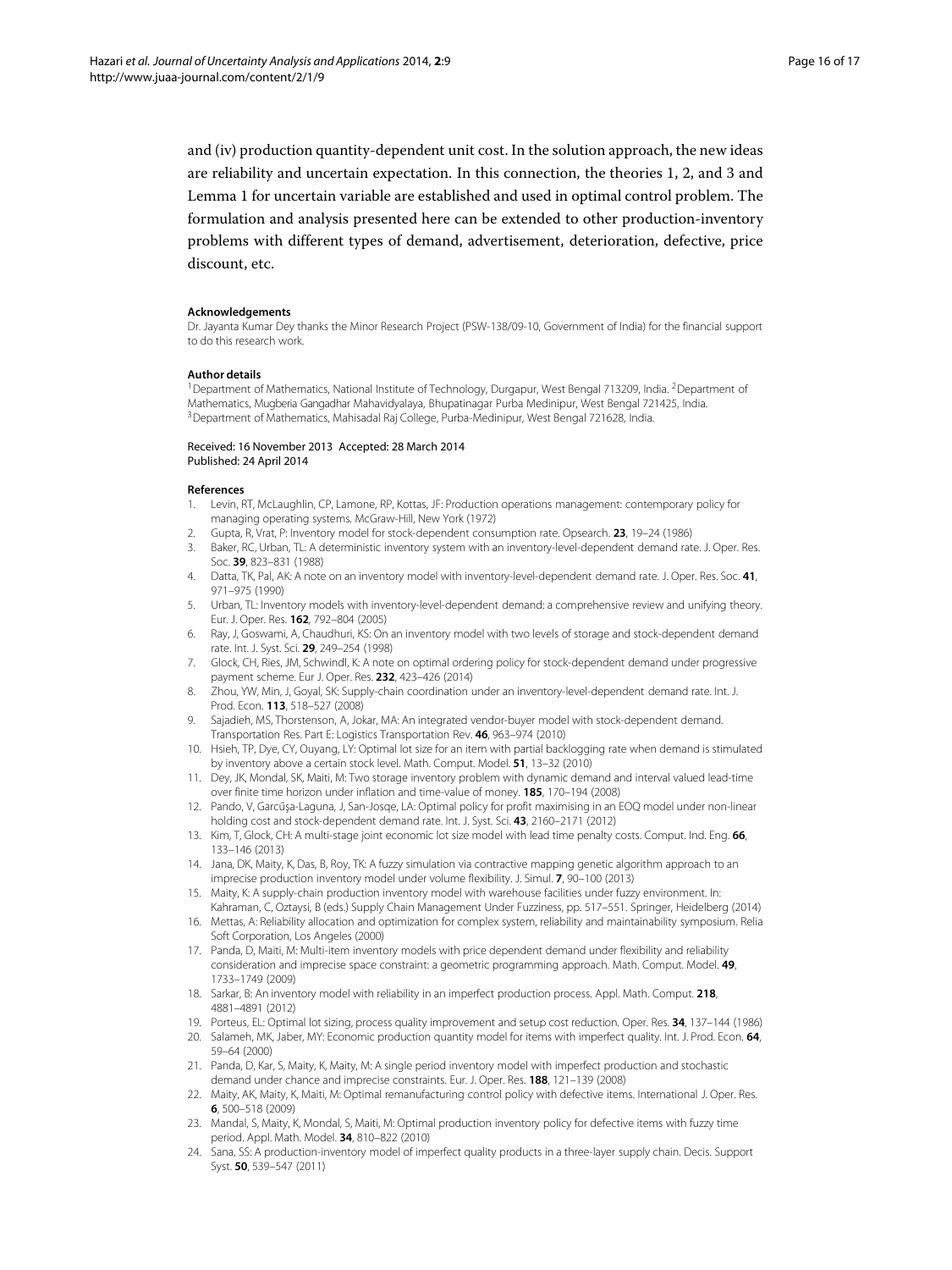and (iv) production quantity-dependent unit cost. In the solution approach, the new ideas are reliability and uncertain expectation. In this connection, the theories 1, 2, and 3 and Lemma 1 for uncertain variable are established and used in optimal control problem. The formulation and analysis presented here can be extended to other production-inventory problems with different types of demand, advertisement, deterioration, defective, price discount, etc.

#### Acknowledgements

Dr. Jayanta Kumar Dey thanks the Minor Research Project (PSW-138/09-10, Government of India) for the financial support to do this research work.

#### Author details

[1]Department of Mathematics, National Institute of Technology, Durgapur, West Bengal 713209, India. [2]Department of Mathematics, Mugberia Gangadhar Mahavidyalaya, Bhupatinagar Purba Medinipur, West Bengal 721425, India. [3]Department of Mathematics, Mahisadal Raj College, Purba-Medinipur, West Bengal 721628, India.

Received: 16 November 2013 Accepted: 28 March 2014
Published: 24 April 2014

#### References

1. Levin, RT, McLaughlin, CP, Lamone, RP, Kottas, JF: Production operations management: contemporary policy for managing operating systems. McGraw-Hill, New York (1972)
2. Gupta, R, Vrat, P: Inventory model for stock-dependent consumption rate. Opsearch. **23**, 19–24 (1986)
3. Baker, RC, Urban, TL: A deterministic inventory system with an inventory-level-dependent demand rate. J. Oper. Res. Soc. **39**, 823–831 (1988)
4. Datta, TK, Pal, AK: A note on an inventory model with inventory-level-dependent demand rate. J. Oper. Res. Soc. **41**, 971–975 (1990)
5. Urban, TL: Inventory models with inventory-level-dependent demand: a comprehensive review and unifying theory. Eur. J. Oper. Res. **162**, 792–804 (2005)
6. Ray, J, Goswami, A, Chaudhuri, KS: On an inventory model with two levels of storage and stock-dependent demand rate. Int. J. Syst. Sci. **29**, 249–254 (1998)
7. Glock, CH, Ries, JM, Schwindl, K: A note on optimal ordering policy for stock-dependent demand under progressive payment scheme. Eur J. Oper. Res. **232**, 423–426 (2014)
8. Zhou, YW, Min, J, Goyal, SK: Supply-chain coordination under an inventory-level-dependent demand rate. Int. J. Prod. Econ. **113**, 518–527 (2008)
9. Sajadieh, MS, Thorstenson, A, Jokar, MA: An integrated vendor-buyer model with stock-dependent demand. Transportation Res. Part E: Logistics Transportation Rev. **46**, 963–974 (2010)
10. Hsieh, TP, Dye, CY, Ouyang, LY: Optimal lot size for an item with partial backlogging rate when demand is stimulated by inventory above a certain stock level. Math. Comput. Model. **51**, 13–32 (2010)
11. Dey, JK, Mondal, SK, Maiti, M: Two storage inventory problem with dynamic demand and interval valued lead-time over finite time horizon under inflation and time-value of money. **185**, 170–194 (2008)
12. Pando, V, Garcúşa-Laguna, J, San-Josqe, LA: Optimal policy for profit maximising in an EOQ model under non-linear holding cost and stock-dependent demand rate. Int. J. Syst. Sci. **43**, 2160–2171 (2012)
13. Kim, T, Glock, CH: A multi-stage joint economic lot size model with lead time penalty costs. Comput. Ind. Eng. **66**, 133–146 (2013)
14. Jana, DK, Maity, K, Das, B, Roy, TK: A fuzzy simulation via contractive mapping genetic algorithm approach to an imprecise production inventory model under volume flexibility. J. Simul. **7**, 90–100 (2013)
15. Maity, K: A supply-chain production inventory model with warehouse facilities under fuzzy environment. In: Kahraman, C, Oztaysi, B (eds.) Supply Chain Management Under Fuzziness, pp. 517–551. Springer, Heidelberg (2014)
16. Mettas, A: Reliability allocation and optimization for complex system, reliability and maintainability symposium. Relia Soft Corporation, Los Angeles (2000)
17. Panda, D, Maiti, M: Multi-item inventory models with price dependent demand under flexibility and reliability consideration and imprecise space constraint: a geometric programming approach. Math. Comput. Model. **49**, 1733–1749 (2009)
18. Sarkar, B: An inventory model with reliability in an imperfect production process. Appl. Math. Comput. **218**, 4881–4891 (2012)
19. Porteus, EL: Optimal lot sizing, process quality improvement and setup cost reduction. Oper. Res. **34**, 137–144 (1986)
20. Salameh, MK, Jaber, MY: Economic production quantity model for items with imperfect quality. Int. J. Prod. Econ. **64**, 59–64 (2000)
21. Panda, D, Kar, S, Maity, K, Maity, M: A single period inventory model with imperfect production and stochastic demand under chance and imprecise constraints. Eur. J. Oper. Res. **188**, 121–139 (2008)
22. Maity, AK, Maity, K, Maiti, M: Optimal remanufacturing control policy with defective items. International J. Oper. Res. **6**, 500–518 (2009)
23. Mandal, S, Maity, K, Mondal, S, Maiti, M: Optimal production inventory policy for defective items with fuzzy time period. Appl. Math. Model. **34**, 810–822 (2010)
24. Sana, SS: A production-inventory model of imperfect quality products in a three-layer supply chain. Decis. Support Syst. **50**, 539–547 (2011)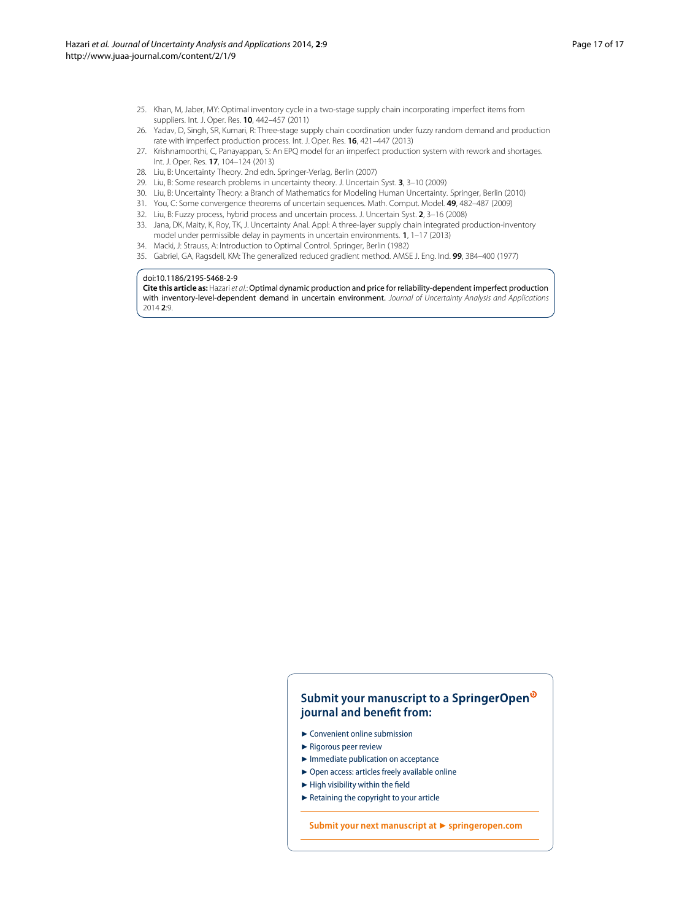25. Khan, M, Jaber, MY: Optimal inventory cycle in a two-stage supply chain incorporating imperfect items from suppliers. Int. J. Oper. Res. **10**, 442–457 (2011)
26. Yadav, D, Singh, SR, Kumari, R: Three-stage supply chain coordination under fuzzy random demand and production rate with imperfect production process. Int. J. Oper. Res. **16**, 421–447 (2013)
27. Krishnamoorthi, C, Panayappan, S: An EPQ model for an imperfect production system with rework and shortages. Int. J. Oper. Res. **17**, 104–124 (2013)
28. Liu, B: Uncertainty Theory. 2nd edn. Springer-Verlag, Berlin (2007)
29. Liu, B: Some research problems in uncertainty theory. J. Uncertain Syst. **3**, 3–10 (2009)
30. Liu, B: Uncertainty Theory: a Branch of Mathematics for Modeling Human Uncertainty. Springer, Berlin (2010)
31. You, C: Some convergence theorems of uncertain sequences. Math. Comput. Model. **49**, 482–487 (2009)
32. Liu, B: Fuzzy process, hybrid process and uncertain process. J. Uncertain Syst. **2**, 3–16 (2008)
33. Jana, DK, Maity, K, Roy, TK, J. Uncertainty Anal. Appl: A three-layer supply chain integrated production-inventory model under permissible delay in payments in uncertain environments. **1**, 1–17 (2013)
34. Macki, J: Strauss, A: Introduction to Optimal Control. Springer, Berlin (1982)
35. Gabriel, GA, Ragsdell, KM: The generalized reduced gradient method. AMSE J. Eng. Ind. **99**, 384–400 (1977)

doi:10.1186/2195-5468-2-9

**Cite this article as:** Hazari *et al.*: Optimal dynamic production and price for reliability-dependent imperfect production with inventory-level-dependent demand in uncertain environment. *Journal of Uncertainty Analysis and Applications* 2014 **2**:9.

**Submit your manuscript to a SpringerOpen journal and benefit from:**

- ► Convenient online submission
- ► Rigorous peer review
- ► Immediate publication on acceptance
- ► Open access: articles freely available online
- ► High visibility within the field
- ► Retaining the copyright to your article

**Submit your next manuscript at ► springeropen.com**